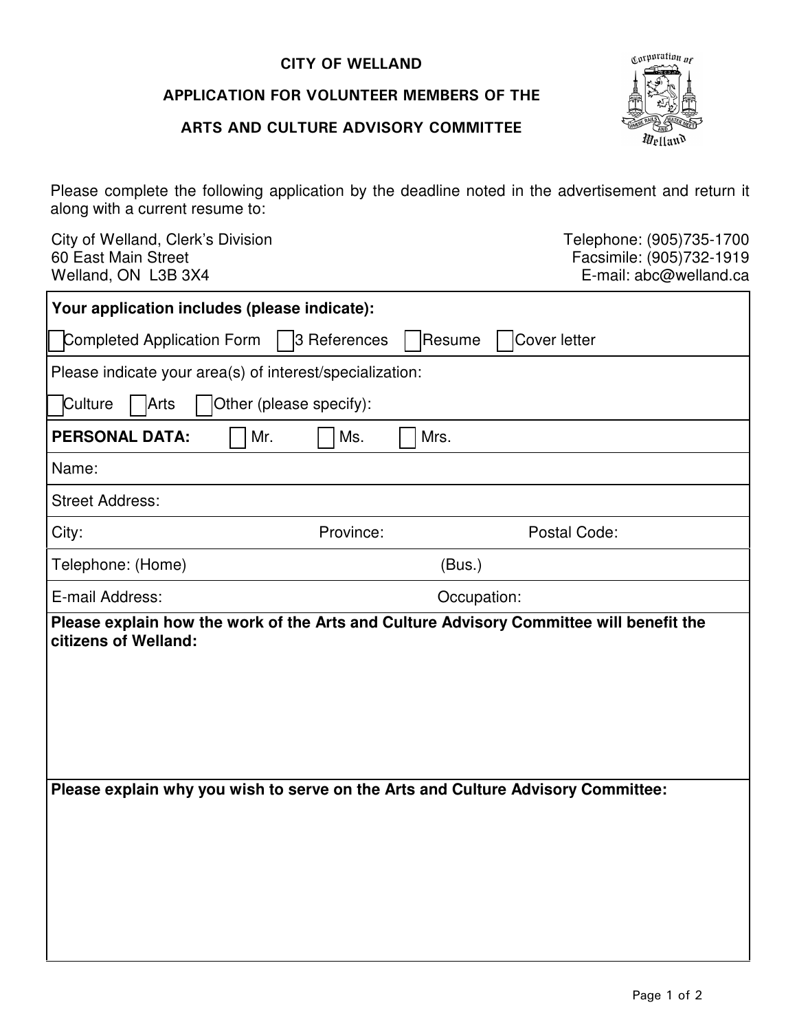# CITY OF WELLAND

## APPLICATION FOR VOLUNTEER MEMBERS OF THE ARTS AND CULTURE ADVISORY COMMITTEE

Please complete the following application by the deadline noted in the advertisement and return it along with a current resume to:

City of Welland, Clerk's Division
60 East Main Street
Welland, ON L3B 3X4

Telephone: (905)735-1700
Facsimile: (905)732-1919
E-mail: abc@welland.ca

| | | |
|---|---|---|
| **Your application includes (please indicate):** | | |
| ☐ Completed Application Form ☐ 3 References ☐ Resume ☐ Cover letter | | |
| Please indicate your area(s) of interest/specialization: | | |
| ☐ Culture ☐ Arts ☐ Other (please specify): | | |
| **PERSONAL DATA:** ☐ Mr. ☐ Ms. ☐ Mrs. | | |
| Name: | | |
| Street Address: | | |
| City: | Province: | Postal Code: |
| Telephone: (Home) | (Bus.) | |
| E-mail Address: | Occupation: | |
| **Please explain how the work of the Arts and Culture Advisory Committee will benefit the citizens of Welland:** | | |
| **Please explain why you wish to serve on the Arts and Culture Advisory Committee:** | | |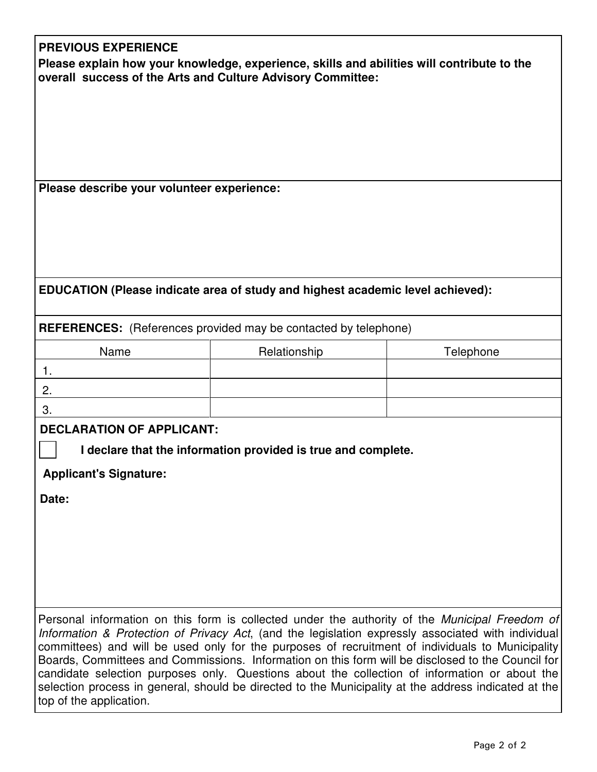## PREVIOUS EXPERIENCE

**Please explain how your knowledge, experience, skills and abilities will contribute to the overall success of the Arts and Culture Advisory Committee:**

**Please describe your volunteer experience:**

**EDUCATION (Please indicate area of study and highest academic level achieved):**

**REFERENCES:** (References provided may be contacted by telephone)

| Name | Relationship | Telephone |
|---|---|---|
| 1. | | |
| 2. | | |
| 3. | | |

**DECLARATION OF APPLICANT:**

☐ **I declare that the information provided is true and complete.**

**Applicant's Signature:**

**Date:**

Personal information on this form is collected under the authority of the *Municipal Freedom of Information & Protection of Privacy Act*, (and the legislation expressly associated with individual committees) and will be used only for the purposes of recruitment of individuals to Municipality Boards, Committees and Commissions. Information on this form will be disclosed to the Council for candidate selection purposes only. Questions about the collection of information or about the selection process in general, should be directed to the Municipality at the address indicated at the top of the application.